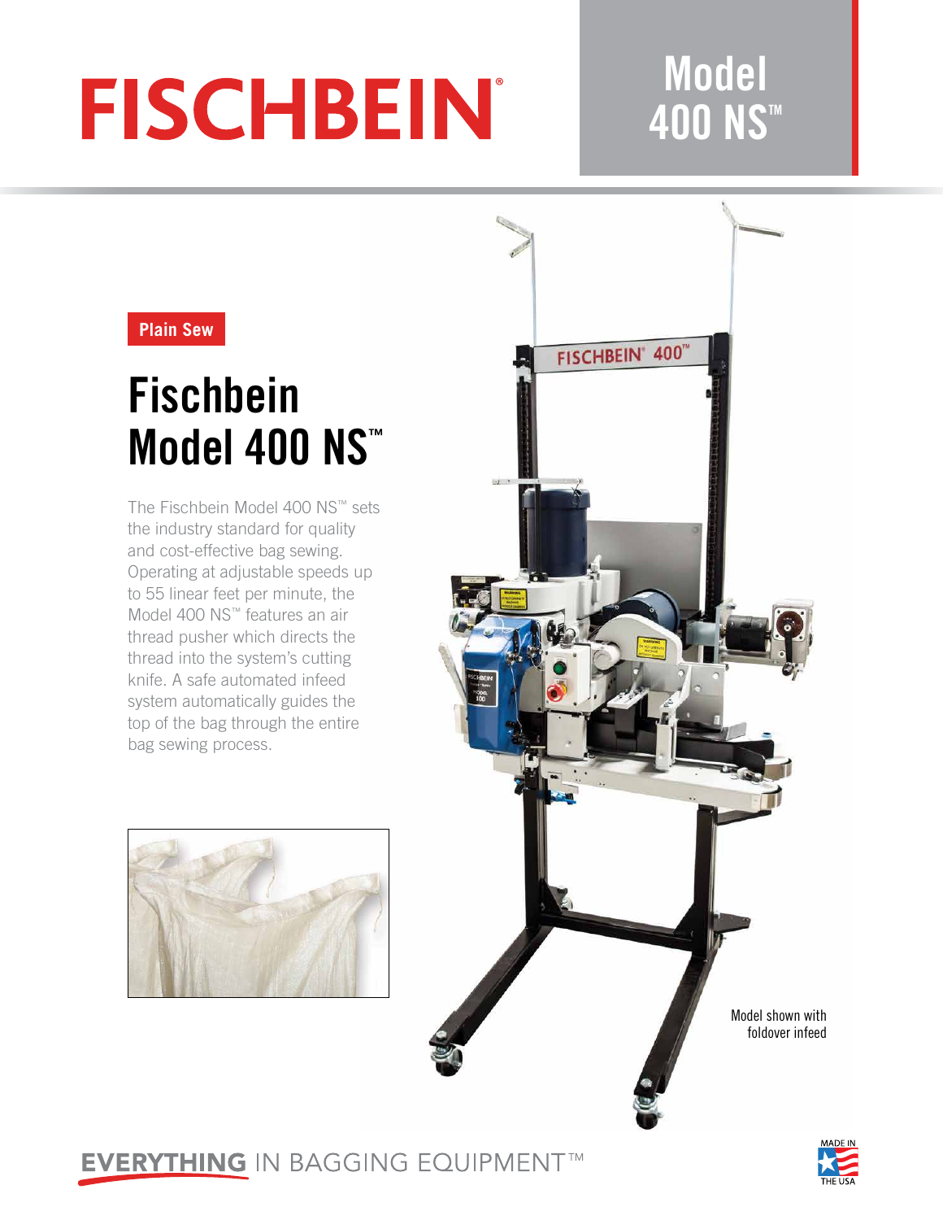# FISCHBEIN®

# Model 400 NS™

Plain Sew

## Fischbein Model 400 NS™

The Fischbein Model 400 NS™ sets the industry standard for quality and cost-effective bag sewing. Operating at adjustable speeds up to 55 linear feet per minute, the Model 400 NS™ features an air thread pusher which directs the thread into the system's cutting knife. A safe automated infeed system automatically guides the top of the bag through the entire bag sewing process.

Model shown with foldover infeed

EVERYTHING IN BAGGING EQUIPMENT™

MADE IN THE USA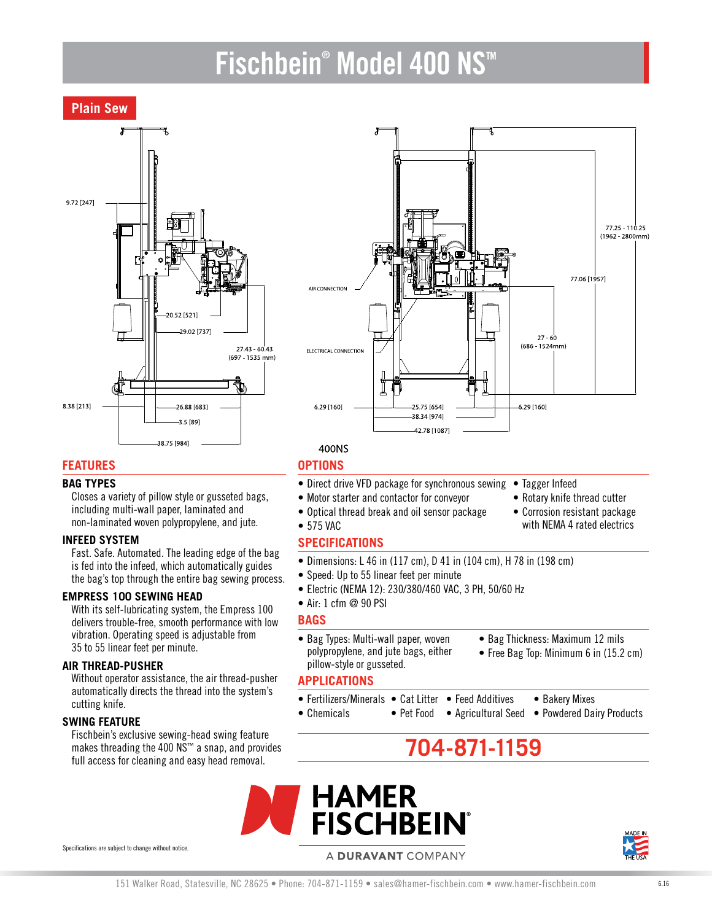# Fischbein® Model 400 NS™

**Plain Sew**

9.72 [247]

20.52 [521]

29.02 [737]

27.43 - 60.43
(697 - 1535 mm)

8.38 [213]

26.88 [683]

3.5 [89]

38.75 [984]

AIR CONNECTION

ELECTRICAL CONNECTION

77.25 - 110.25
(1962 - 2800mm)

77.06 [1957]

27 - 60
(686 - 1524mm)

6.29 [160]

25.75 [654]

38.34 [974]

42.78 [1087]

6.29 [160]

400NS

## FEATURES

### BAG TYPES

Closes a variety of pillow style or gusseted bags, including multi-wall paper, laminated and non-laminated woven polypropylene, and jute.

### INFEED SYSTEM

Fast. Safe. Automated. The leading edge of the bag is fed into the infeed, which automatically guides the bag's top through the entire bag sewing process.

### EMPRESS 100 SEWING HEAD

With its self-lubricating system, the Empress 100 delivers trouble-free, smooth performance with low vibration. Operating speed is adjustable from 35 to 55 linear feet per minute.

### AIR THREAD-PUSHER

Without operator assistance, the air thread-pusher automatically directs the thread into the system's cutting knife.

### SWING FEATURE

Fischbein's exclusive sewing-head swing feature makes threading the 400 NS™ a snap, and provides full access for cleaning and easy head removal.

## OPTIONS

- Direct drive VFD package for synchronous sewing
- Motor starter and contactor for conveyor
- Optical thread break and oil sensor package
- 575 VAC
- Tagger Infeed
- Rotary knife thread cutter
- Corrosion resistant package with NEMA 4 rated electrics

## SPECIFICATIONS

- Dimensions: L 46 in (117 cm), D 41 in (104 cm), H 78 in (198 cm)
- Speed: Up to 55 linear feet per minute
- Electric (NEMA 12): 230/380/460 VAC, 3 PH, 50/60 Hz
- Air: 1 cfm @ 90 PSI

## BAGS

- Bag Types: Multi-wall paper, woven polypropylene, and jute bags, either pillow-style or gusseted.
- Bag Thickness: Maximum 12 mils
- Free Bag Top: Minimum 6 in (15.2 cm)

## APPLICATIONS

- Fertilizers/Minerals
- Chemicals
- Cat Litter
- Pet Food
- Feed Additives
- Agricultural Seed
- Bakery Mixes
- Powdered Dairy Products

**704-871-1159**

HAMER FISCHBEIN
A DURAVANT COMPANY

MADE IN THE USA

Specifications are subject to change without notice.

151 Walker Road, Statesville, NC 28625 • Phone: 704-871-1159 • sales@hamer-fischbein.com • www.hamer-fischbein.com

6.16